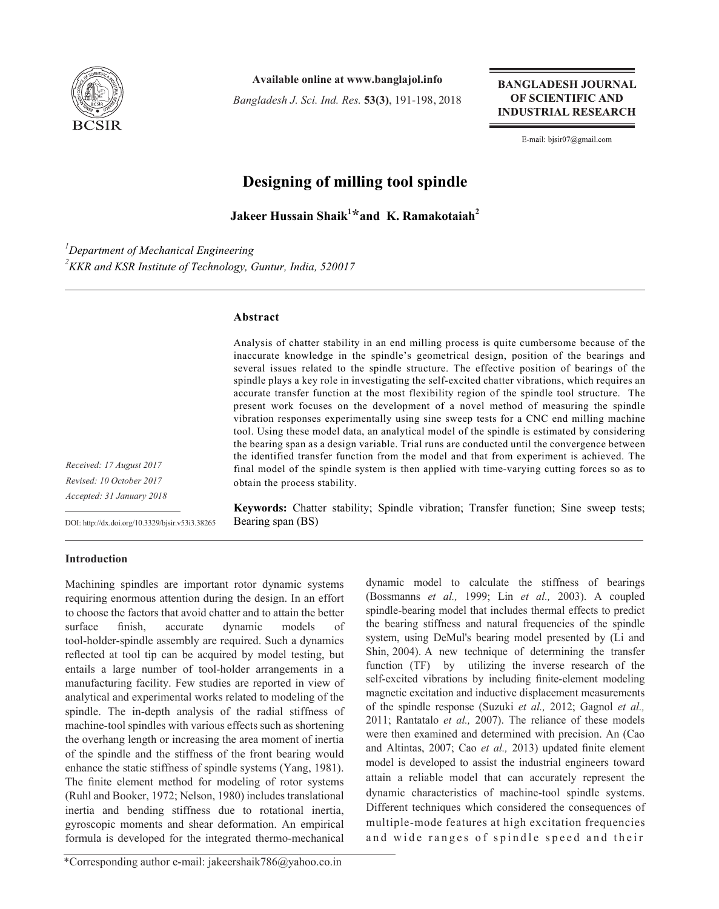# Designing of milling tool spindle

**Jakeer Hussain Shaik[1]* and K. Ramakotaiah[2]**

[1]*Department of Mechanical Engineering*

[2]*KKR and KSR Institute of Technology, Guntur, India, 520017*

*Received: 17 August 2017*

*Revised: 10 October 2017*

*Accepted: 31 January 2018*

DOI: http://dx.doi.org/10.3329/bjsir.v53i3.38265

## Abstract

Analysis of chatter stability in an end milling process is quite cumbersome because of the inaccurate knowledge in the spindle's geometrical design, position of the bearings and several issues related to the spindle structure. The effective position of bearings of the spindle plays a key role in investigating the self-excited chatter vibrations, which requires an accurate transfer function at the most flexibility region of the spindle tool structure. The present work focuses on the development of a novel method of measuring the spindle vibration responses experimentally using sine sweep tests for a CNC end milling machine tool. Using these model data, an analytical model of the spindle is estimated by considering the bearing span as a design variable. Trial runs are conducted until the convergence between the identified transfer function from the model and that from experiment is achieved. The final model of the spindle system is then applied with time-varying cutting forces so as to obtain the process stability.

**Keywords:** Chatter stability; Spindle vibration; Transfer function; Sine sweep tests; Bearing span (BS)

## Introduction

Machining spindles are important rotor dynamic systems requiring enormous attention during the design. In an effort to choose the factors that avoid chatter and to attain the better surface finish, accurate dynamic models of tool-holder-spindle assembly are required. Such a dynamics reflected at tool tip can be acquired by model testing, but entails a large number of tool-holder arrangements in a manufacturing facility. Few studies are reported in view of analytical and experimental works related to modeling of the spindle. The in-depth analysis of the radial stiffness of machine-tool spindles with various effects such as shortening the overhang length or increasing the area moment of inertia of the spindle and the stiffness of the front bearing would enhance the static stiffness of spindle systems (Yang, 1981). The finite element method for modeling of rotor systems (Ruhl and Booker, 1972; Nelson, 1980) includes translational inertia and bending stiffness due to rotational inertia, gyroscopic moments and shear deformation. An empirical formula is developed for the integrated thermo-mechanical dynamic model to calculate the stiffness of bearings (Bossmanns *et al.,* 1999; Lin *et al.,* 2003). A coupled spindle-bearing model that includes thermal effects to predict the bearing stiffness and natural frequencies of the spindle system, using DeMul's bearing model presented by (Li and Shin, 2004). A new technique of determining the transfer function (TF) by utilizing the inverse research of the self-excited vibrations by including finite-element modeling magnetic excitation and inductive displacement measurements of the spindle response (Suzuki *et al.,* 2012; Gagnol *et al.,* 2011; Rantatalo *et al.,* 2007). The reliance of these models were then examined and determined with precision. An (Cao and Altintas, 2007; Cao *et al.,* 2013) updated finite element model is developed to assist the industrial engineers toward attain a reliable model that can accurately represent the dynamic characteristics of machine-tool spindle systems. Different techniques which considered the consequences of multiple-mode features at high excitation frequencies and wide ranges of spindle speed and their

*Corresponding author e-mail: jakeershaik786@yahoo.co.in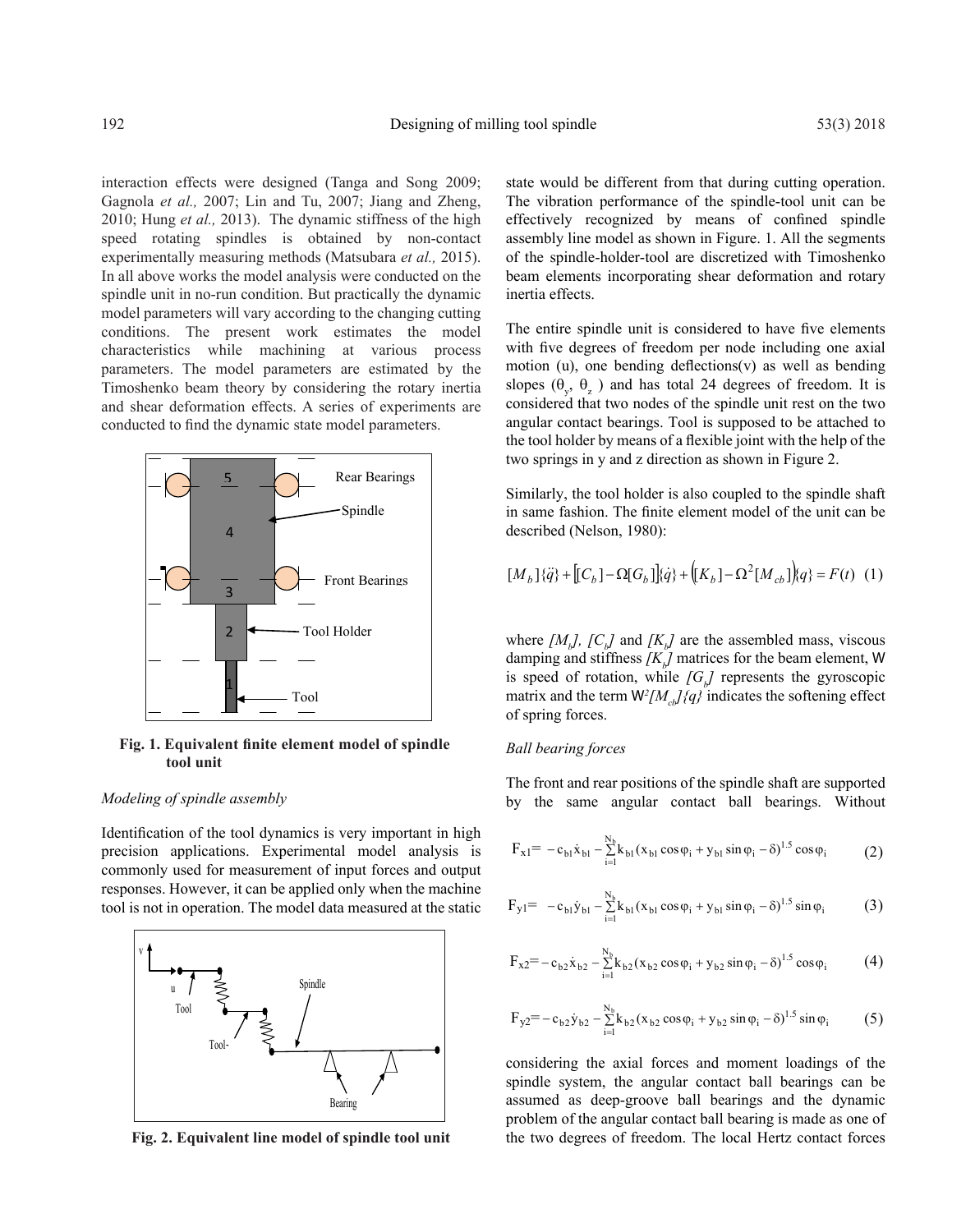interaction effects were designed (Tanga and Song 2009; Gagnola *et al.,* 2007; Lin and Tu, 2007; Jiang and Zheng, 2010; Hung *et al.,* 2013). The dynamic stiffness of the high speed rotating spindles is obtained by non-contact experimentally measuring methods (Matsubara *et al.,* 2015). In all above works the model analysis were conducted on the spindle unit in no-run condition. But practically the dynamic model parameters will vary according to the changing cutting conditions. The present work estimates the model characteristics while machining at various process parameters. The model parameters are estimated by the Timoshenko beam theory by considering the rotary inertia and shear deformation effects. A series of experiments are conducted to find the dynamic state model parameters.

**Fig. 1. Equivalent finite element model of spindle tool unit**

*Modeling of spindle assembly*

Identification of the tool dynamics is very important in high precision applications. Experimental model analysis is commonly used for measurement of input forces and output responses. However, it can be applied only when the machine tool is not in operation. The model data measured at the static state would be different from that during cutting operation. The vibration performance of the spindle-tool unit can be effectively recognized by means of confined spindle assembly line model as shown in Figure. 1. All the segments of the spindle-holder-tool are discretized with Timoshenko beam elements incorporating shear deformation and rotary inertia effects.

**Fig. 2. Equivalent line model of spindle tool unit**

The entire spindle unit is considered to have five elements with five degrees of freedom per node including one axial motion (u), one bending deflections(v) as well as bending slopes ($\theta_y$, $\theta_z$ ) and has total 24 degrees of freedom. It is considered that two nodes of the spindle unit rest on the two angular contact bearings. Tool is supposed to be attached to the tool holder by means of a flexible joint with the help of the two springs in y and z direction as shown in Figure 2.

Similarly, the tool holder is also coupled to the spindle shaft in same fashion. The finite element model of the unit can be described (Nelson, 1980):

$$[M_b]\{\ddot{q}\} + [[C_b] - \Omega[G_b]]\{\dot{q}\} + ([K_b] - \Omega^2[M_{cb}])\{q\} = F(t) \quad (1)$$

where $[M_b]$, $[C_b]$ and $[K_b]$ are the assembled mass, viscous damping and stiffness $[K_b]$ matrices for the beam element, W is speed of rotation, while $[G_b]$ represents the gyroscopic matrix and the term $W^2[M_{cb}]\{q\}$ indicates the softening effect of spring forces.

*Ball bearing forces*

The front and rear positions of the spindle shaft are supported by the same angular contact ball bearings. Without

$$F_{x1} = -c_{b1}\dot{x}_{b1} - \sum_{i=1}^{N_b} k_{b1}(x_{b1}\cos\varphi_i + y_{b1}\sin\varphi_i - \delta)^{1.5}\cos\varphi_i \quad (2)$$

$$F_{y1} = -c_{b1}\dot{y}_{b1} - \sum_{i=1}^{N_b} k_{b1}(x_{b1}\cos\varphi_i + y_{b1}\sin\varphi_i - \delta)^{1.5}\sin\varphi_i \quad (3)$$

$$F_{x2} = -c_{b2}\dot{x}_{b2} - \sum_{i=1}^{N_b} k_{b2}(x_{b2}\cos\varphi_i + y_{b2}\sin\varphi_i - \delta)^{1.5}\cos\varphi_i \quad (4)$$

$$F_{y2} = -c_{b2}\dot{y}_{b2} - \sum_{i=1}^{N_b} k_{b2}(x_{b2}\cos\varphi_i + y_{b2}\sin\varphi_i - \delta)^{1.5}\sin\varphi_i \quad (5)$$

considering the axial forces and moment loadings of the spindle system, the angular contact ball bearings can be assumed as deep-groove ball bearings and the dynamic problem of the angular contact ball bearing is made as one of the two degrees of freedom. The local Hertz contact forces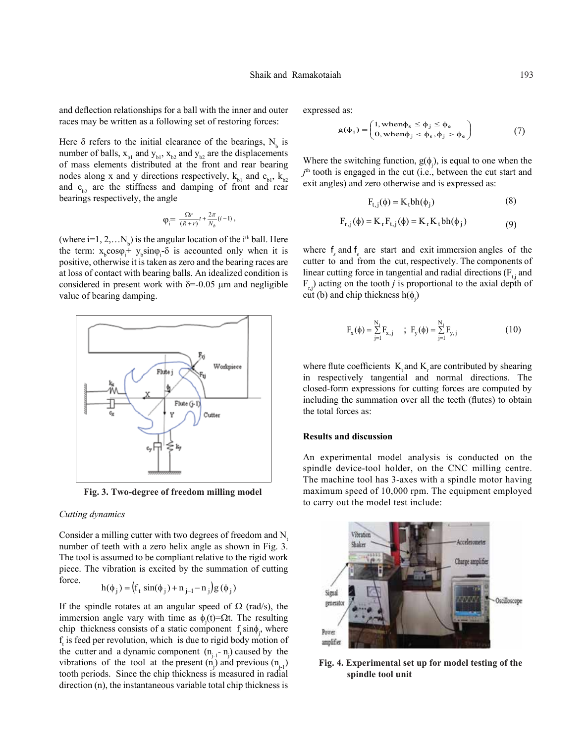and deflection relationships for a ball with the inner and outer races may be written as a following set of restoring forces:

Here $\delta$ refers to the initial clearance of the bearings, $N_b$ is number of balls, $x_{b1}$ and $y_{b1}$, $x_{b2}$ and $y_{b2}$ are the displacements of mass elements distributed at the front and rear bearing nodes along x and y directions respectively, $k_{b1}$ and $c_{b1}$, $k_{b2}$ and $c_{b2}$ are the stiffness and damping of front and rear bearings respectively, the angle

$$\varphi_i = \frac{\Omega r}{(R+r)} t + \frac{2\pi}{N_b}(i-1),$$

(where i=1, 2,…$N_b$) is the angular location of the $i^{th}$ ball. Here the term: $x_b\cos\varphi_i + y_b\sin\varphi_i - \delta$ is accounted only when it is positive, otherwise it is taken as zero and the bearing races are at loss of contact with bearing balls. An idealized condition is considered in present work with $\delta$=-0.05 µm and negligible value of bearing damping.

**Fig. 3. Two-degree of freedom milling model**

*Cutting dynamics*

Consider a milling cutter with two degrees of freedom and $N_t$ number of teeth with a zero helix angle as shown in Fig. 3. The tool is assumed to be compliant relative to the rigid work piece. The vibration is excited by the summation of cutting force.

$$h(\phi_j) = \left(f_t \sin(\phi_j) + n_{j-1} - n_j\right) g(\phi_j)$$

If the spindle rotates at an angular speed of $\Omega$ (rad/s), the immersion angle vary with time as $\phi_j(t)=\Omega t$. The resulting chip thickness consists of a static component $f_t \sin\phi_j$, where $f_t$ is feed per revolution, which is due to rigid body motion of the cutter and a dynamic component $(n_{j-1} - n_j)$ caused by the vibrations of the tool at the present $(n_j)$ and previous $(n_{j-1})$ tooth periods. Since the chip thickness is measured in radial direction (n), the instantaneous variable total chip thickness is expressed as:

$$g(\phi_j) = \begin{pmatrix} 1, \text{when}\, \phi_s \le \phi_j \le \phi_e \\ 0, \text{when}\, \phi_j < \phi_s, \phi_j > \phi_e \end{pmatrix} \quad (7)$$

Where the switching function, $g(\phi_j)$, is equal to one when the $j^{th}$ tooth is engaged in the cut (i.e., between the cut start and exit angles) and zero otherwise and is expressed as:

$$F_{t,j}(\phi) = K_t b h(\phi_j) \quad (8)$$

$$F_{r,j}(\phi) = K_r F_{t,j}(\phi) = K_r K_t b h(\phi_j) \quad (9)$$

where $f_s$ and $f_e$ are start and exit immersion angles of the cutter to and from the cut, respectively. The components of linear cutting force in tangential and radial directions ($F_{t,j}$ and $F_{r,j}$) acting on the tooth $j$ is proportional to the axial depth of cut (b) and chip thickness $h(\phi_j)$

$$F_x(\phi) = \sum_{j=1}^{N_t} F_{x,j} \quad ; \quad F_y(\phi) = \sum_{j=1}^{N_t} F_{y,j} \quad (10)$$

where flute coefficients $K_t$ and $K_r$ are contributed by shearing in respectively tangential and normal directions. The closed-form expressions for cutting forces are computed by including the summation over all the teeth (flutes) to obtain the total forces as:

**Results and discussion**

An experimental model analysis is conducted on the spindle device-tool holder, on the CNC milling centre. The machine tool has 3-axes with a spindle motor having maximum speed of 10,000 rpm. The equipment employed to carry out the model test include:

**Fig. 4. Experimental set up for model testing of the spindle tool unit**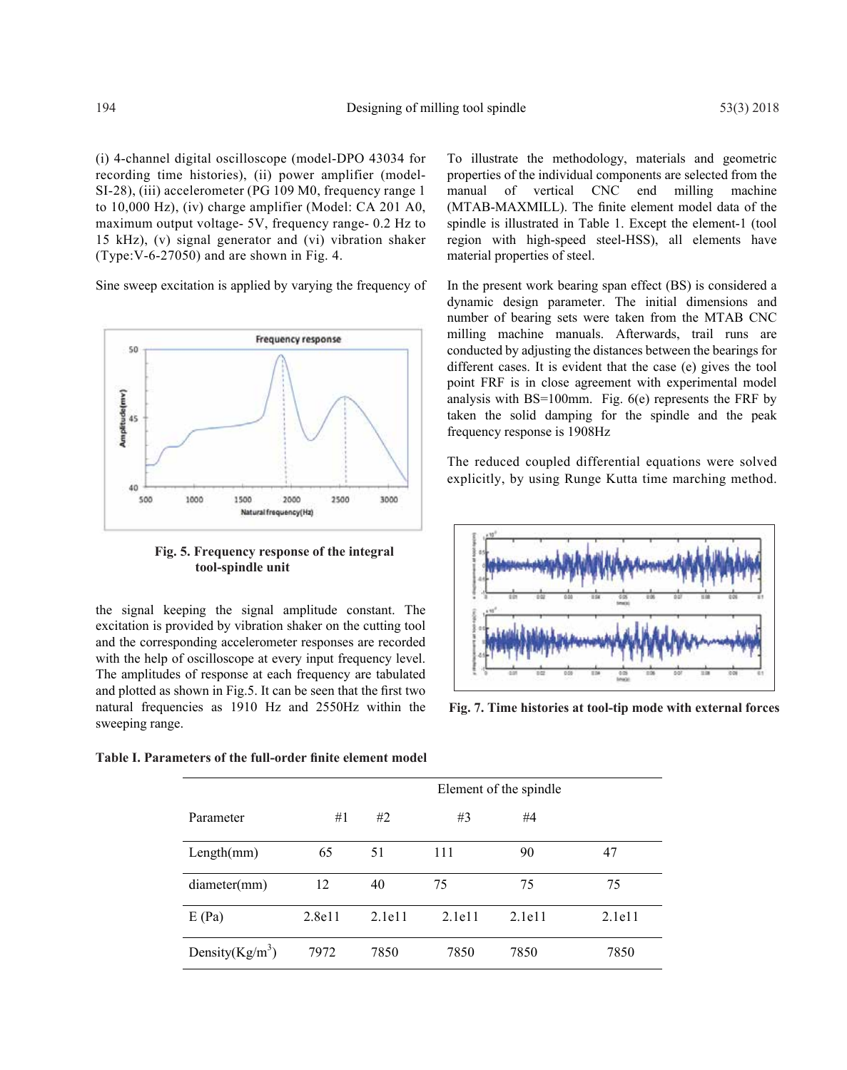(i) 4-channel digital oscilloscope (model-DPO 43034 for recording time histories), (ii) power amplifier (model-SI-28), (iii) accelerometer (PG 109 M0, frequency range 1 to 10,000 Hz), (iv) charge amplifier (Model: CA 201 A0, maximum output voltage- 5V, frequency range- 0.2 Hz to 15 kHz), (v) signal generator and (vi) vibration shaker (Type:V-6-27050) and are shown in Fig. 4.

Sine sweep excitation is applied by varying the frequency of the signal keeping the signal amplitude constant. The excitation is provided by vibration shaker on the cutting tool and the corresponding accelerometer responses are recorded with the help of oscilloscope at every input frequency level. The amplitudes of response at each frequency are tabulated and plotted as shown in Fig.5. It can be seen that the first two natural frequencies as 1910 Hz and 2550Hz within the sweeping range.

**Fig. 5. Frequency response of the integral tool-spindle unit**

**Table I. Parameters of the full-order finite element model**

| Parameter | #1 | #2 | #3 | #4 | |
|---|---|---|---|---|---|
| Length(mm) | 65 | 51 | 111 | 90 | 47 |
| diameter(mm) | 12 | 40 | 75 | 75 | 75 |
| E (Pa) | 2.8e11 | 2.1e11 | 2.1e11 | 2.1e11 | 2.1e11 |
| Density(Kg/m$^3$) | 7972 | 7850 | 7850 | 7850 | 7850 |

To illustrate the methodology, materials and geometric properties of the individual components are selected from the manual of vertical CNC end milling machine (MTAB-MAXMILL). The finite element model data of the spindle is illustrated in Table 1. Except the element-1 (tool region with high-speed steel-HSS), all elements have material properties of steel.

In the present work bearing span effect (BS) is considered a dynamic design parameter. The initial dimensions and number of bearing sets were taken from the MTAB CNC milling machine manuals. Afterwards, trail runs are conducted by adjusting the distances between the bearings for different cases. It is evident that the case (e) gives the tool point FRF is in close agreement with experimental model analysis with BS=100mm. Fig. 6(e) represents the FRF by taken the solid damping for the spindle and the peak frequency response is 1908Hz

The reduced coupled differential equations were solved explicitly, by using Runge Kutta time marching method.

**Fig. 7. Time histories at tool-tip mode with external forces**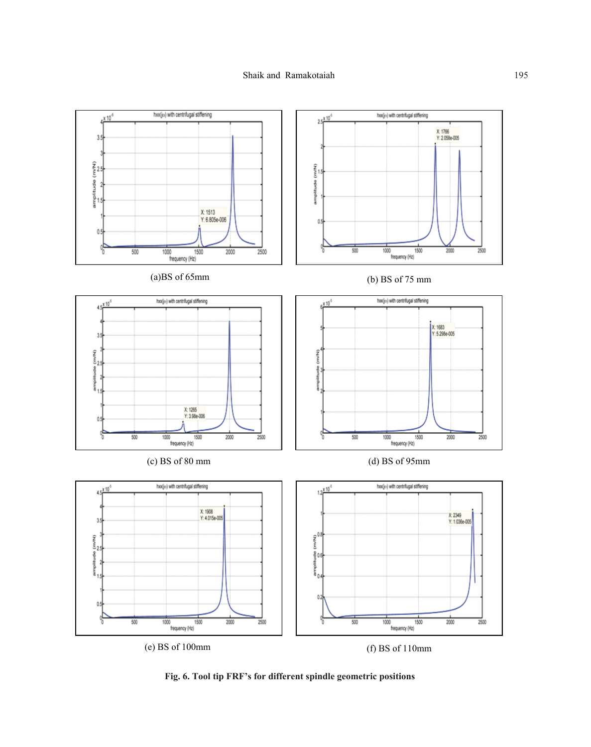(a)BS of 65mm

(b) BS of 75 mm

(c) BS of 80 mm

(d) BS of 95mm

(e) BS of 100mm

(f) BS of 110mm

**Fig. 6. Tool tip FRF's for different spindle geometric positions**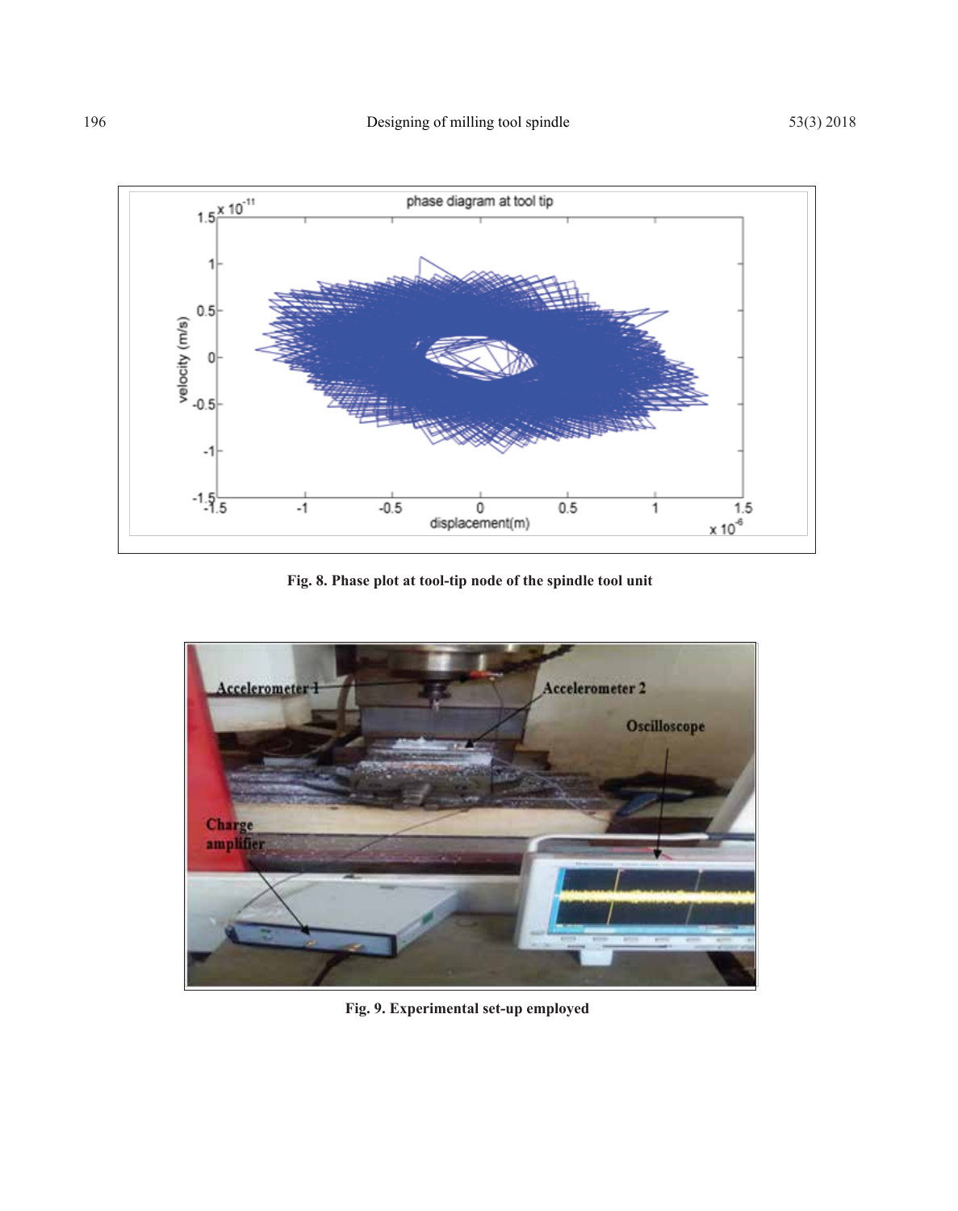Fig. 8. Phase plot at tool-tip node of the spindle tool unit

Fig. 9. Experimental set-up employed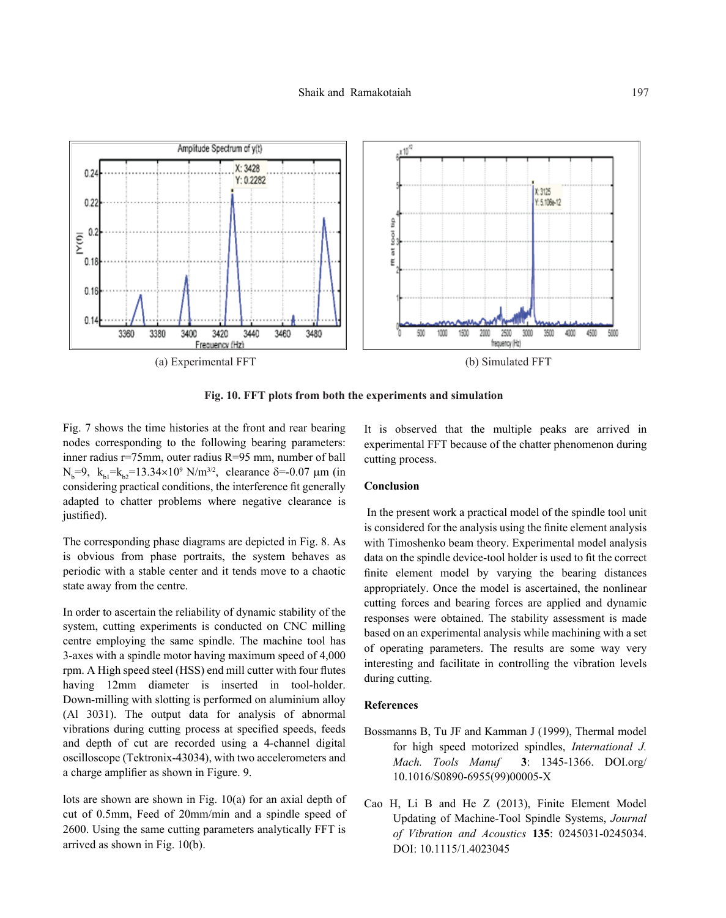(a) Experimental FFT

(b) Simulated FFT

**Fig. 10. FFT plots from both the experiments and simulation**

Fig. 7 shows the time histories at the front and rear bearing nodes corresponding to the following bearing parameters: inner radius r=75mm, outer radius R=95 mm, number of ball $N_b$=9, $k_{b1}=k_{b2}=13.34\times10^9$ N/m$^{3/2}$, clearance δ=-0.07 µm (in considering practical conditions, the interference fit generally adapted to chatter problems where negative clearance is justified).

The corresponding phase diagrams are depicted in Fig. 8. As is obvious from phase portraits, the system behaves as periodic with a stable center and it tends move to a chaotic state away from the centre.

In order to ascertain the reliability of dynamic stability of the system, cutting experiments is conducted on CNC milling centre employing the same spindle. The machine tool has 3-axes with a spindle motor having maximum speed of 4,000 rpm. A High speed steel (HSS) end mill cutter with four flutes having 12mm diameter is inserted in tool-holder. Down-milling with slotting is performed on aluminium alloy (Al 3031). The output data for analysis of abnormal vibrations during cutting process at specified speeds, feeds and depth of cut are recorded using a 4-channel digital oscilloscope (Tektronix-43034), with two accelerometers and a charge amplifier as shown in Figure. 9.

lots are shown are shown in Fig. 10(a) for an axial depth of cut of 0.5mm, Feed of 20mm/min and a spindle speed of 2600. Using the same cutting parameters analytically FFT is arrived as shown in Fig. 10(b).

It is observed that the multiple peaks are arrived in experimental FFT because of the chatter phenomenon during cutting process.

## Conclusion

In the present work a practical model of the spindle tool unit is considered for the analysis using the finite element analysis with Timoshenko beam theory. Experimental model analysis data on the spindle device-tool holder is used to fit the correct finite element model by varying the bearing distances appropriately. Once the model is ascertained, the nonlinear cutting forces and bearing forces are applied and dynamic responses were obtained. The stability assessment is made based on an experimental analysis while machining with a set of operating parameters. The results are some way very interesting and facilitate in controlling the vibration levels during cutting.

## References

Bossmanns B, Tu JF and Kamman J (1999), Thermal model for high speed motorized spindles, *International J. Mach. Tools Manuf* **3**: 1345-1366. DOI.org/10.1016/S0890-6955(99)00005-X

Cao H, Li B and He Z (2013), Finite Element Model Updating of Machine-Tool Spindle Systems, *Journal of Vibration and Acoustics* **135**: 0245031-0245034. DOI: 10.1115/1.4023045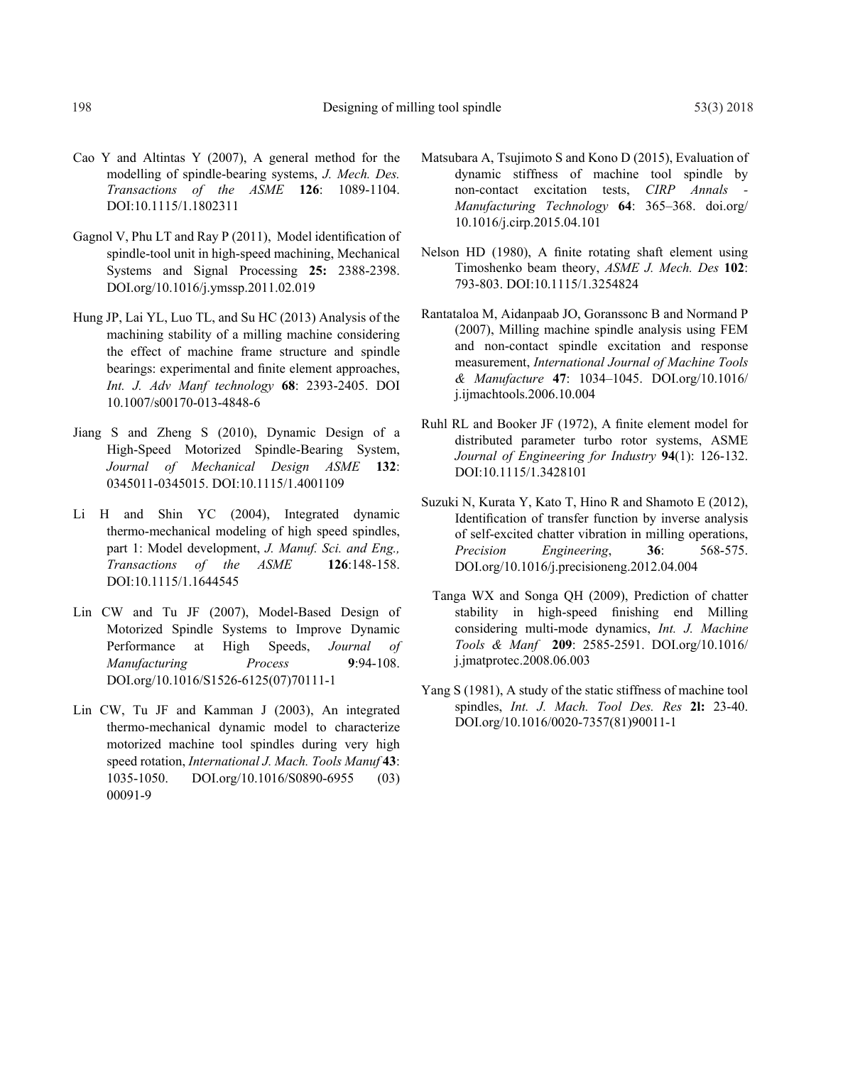Cao Y and Altintas Y (2007), A general method for the modelling of spindle-bearing systems, *J. Mech. Des. Transactions of the ASME* **126**: 1089-1104. DOI:10.1115/1.1802311

Gagnol V, Phu LT and Ray P (2011), Model identification of spindle-tool unit in high-speed machining, Mechanical Systems and Signal Processing **25:** 2388-2398. DOI.org/10.1016/j.ymssp.2011.02.019

Hung JP, Lai YL, Luo TL, and Su HC (2013) Analysis of the machining stability of a milling machine considering the effect of machine frame structure and spindle bearings: experimental and finite element approaches, *Int. J. Adv Manf technology* **68**: 2393-2405. DOI 10.1007/s00170-013-4848-6

Jiang S and Zheng S (2010), Dynamic Design of a High-Speed Motorized Spindle-Bearing System, *Journal of Mechanical Design ASME* **132**: 0345011-0345015. DOI:10.1115/1.4001109

Li H and Shin YC (2004), Integrated dynamic thermo-mechanical modeling of high speed spindles, part 1: Model development, *J. Manuf. Sci. and Eng., Transactions of the ASME* **126**:148-158. DOI:10.1115/1.1644545

Lin CW and Tu JF (2007), Model-Based Design of Motorized Spindle Systems to Improve Dynamic Performance at High Speeds, *Journal of Manufacturing Process* **9**:94-108. DOI.org/10.1016/S1526-6125(07)70111-1

Lin CW, Tu JF and Kamman J (2003), An integrated thermo-mechanical dynamic model to characterize motorized machine tool spindles during very high speed rotation, *International J. Mach. Tools Manuf* **43**: 1035-1050. DOI.org/10.1016/S0890-6955 (03) 00091-9

Matsubara A, Tsujimoto S and Kono D (2015), Evaluation of dynamic stiffness of machine tool spindle by non-contact excitation tests, *CIRP Annals - Manufacturing Technology* **64**: 365–368. doi.org/ 10.1016/j.cirp.2015.04.101

Nelson HD (1980), A finite rotating shaft element using Timoshenko beam theory, *ASME J. Mech. Des* **102**: 793-803. DOI:10.1115/1.3254824

Rantataloa M, Aidanpaab JO, Goranssonc B and Normand P (2007), Milling machine spindle analysis using FEM and non-contact spindle excitation and response measurement, *International Journal of Machine Tools & Manufacture* **47**: 1034–1045. DOI.org/10.1016/ j.ijmachtools.2006.10.004

Ruhl RL and Booker JF (1972), A finite element model for distributed parameter turbo rotor systems, ASME *Journal of Engineering for Industry* **94**(1): 126-132. DOI:10.1115/1.3428101

Suzuki N, Kurata Y, Kato T, Hino R and Shamoto E (2012), Identification of transfer function by inverse analysis of self-excited chatter vibration in milling operations, *Precision Engineering*, **36**: 568-575. DOI.org/10.1016/j.precisioneng.2012.04.004

Tanga WX and Songa QH (2009), Prediction of chatter stability in high-speed finishing end Milling considering multi-mode dynamics, *Int. J. Machine Tools & Manf* **209**: 2585-2591. DOI.org/10.1016/ j.jmatprotec.2008.06.003

Yang S (1981), A study of the static stiffness of machine tool spindles, *Int. J. Mach. Tool Des. Res* **2l:** 23-40. DOI.org/10.1016/0020-7357(81)90011-1